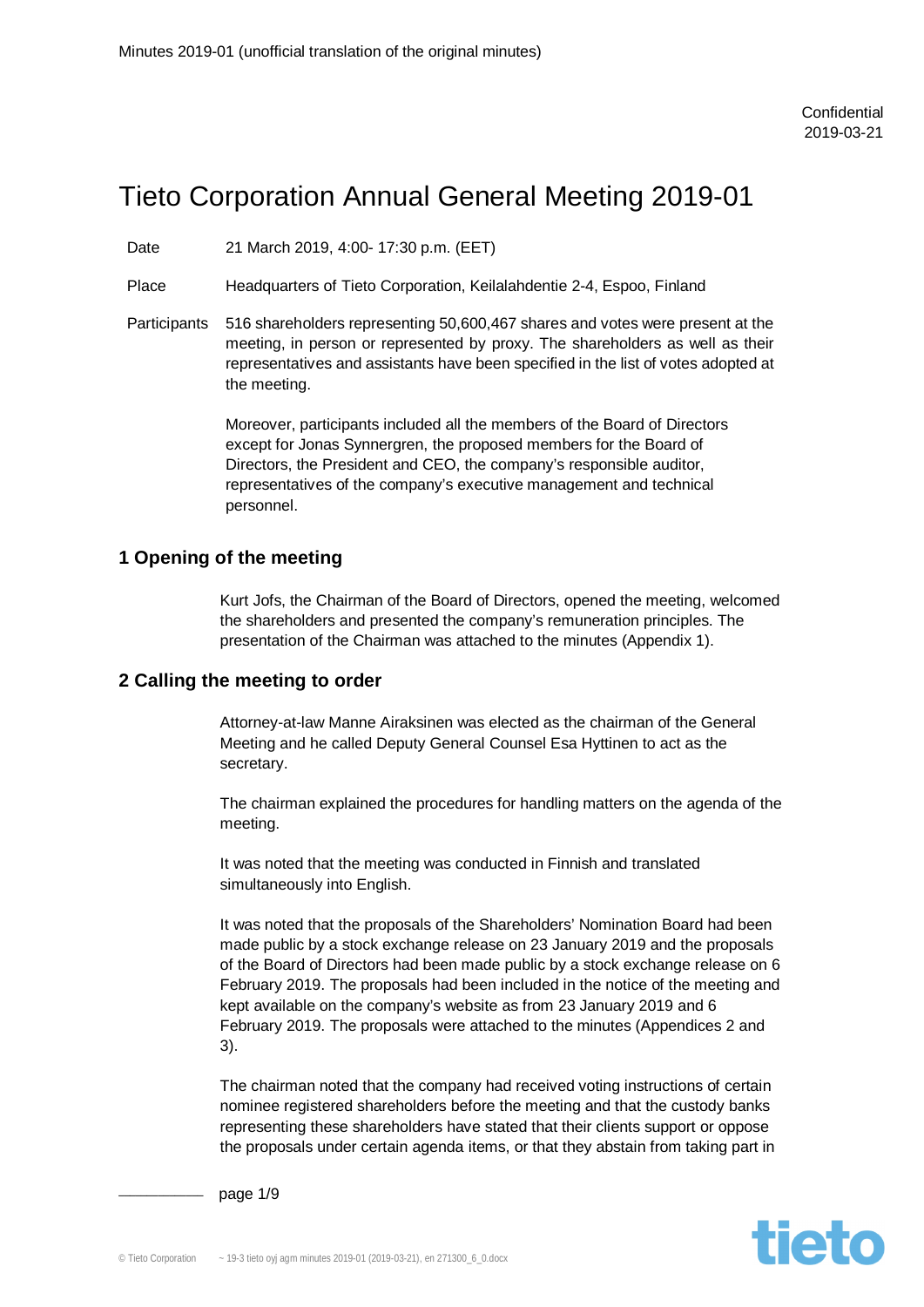Minutes 2019-01 (unofficial translation of the original minutes)

Confidential
2019-03-21

# Tieto Corporation Annual General Meeting 2019-01

| | |
|---|---|
| Date | 21 March 2019, 4:00- 17:30 p.m. (EET) |
| Place | Headquarters of Tieto Corporation, Keilalahdentie 2-4, Espoo, Finland |
| Participants | 516 shareholders representing 50,600,467 shares and votes were present at the meeting, in person or represented by proxy. The shareholders as well as their representatives and assistants have been specified in the list of votes adopted at the meeting. |

Moreover, participants included all the members of the Board of Directors except for Jonas Synnergren, the proposed members for the Board of Directors, the President and CEO, the company's responsible auditor, representatives of the company's executive management and technical personnel.

## 1 Opening of the meeting

Kurt Jofs, the Chairman of the Board of Directors, opened the meeting, welcomed the shareholders and presented the company's remuneration principles. The presentation of the Chairman was attached to the minutes (Appendix 1).

## 2 Calling the meeting to order

Attorney-at-law Manne Airaksinen was elected as the chairman of the General Meeting and he called Deputy General Counsel Esa Hyttinen to act as the secretary.

The chairman explained the procedures for handling matters on the agenda of the meeting.

It was noted that the meeting was conducted in Finnish and translated simultaneously into English.

It was noted that the proposals of the Shareholders' Nomination Board had been made public by a stock exchange release on 23 January 2019 and the proposals of the Board of Directors had been made public by a stock exchange release on 6 February 2019. The proposals had been included in the notice of the meeting and kept available on the company's website as from 23 January 2019 and 6 February 2019. The proposals were attached to the minutes (Appendices 2 and 3).

The chairman noted that the company had received voting instructions of certain nominee registered shareholders before the meeting and that the custody banks representing these shareholders have stated that their clients support or oppose the proposals under certain agenda items, or that they abstain from taking part in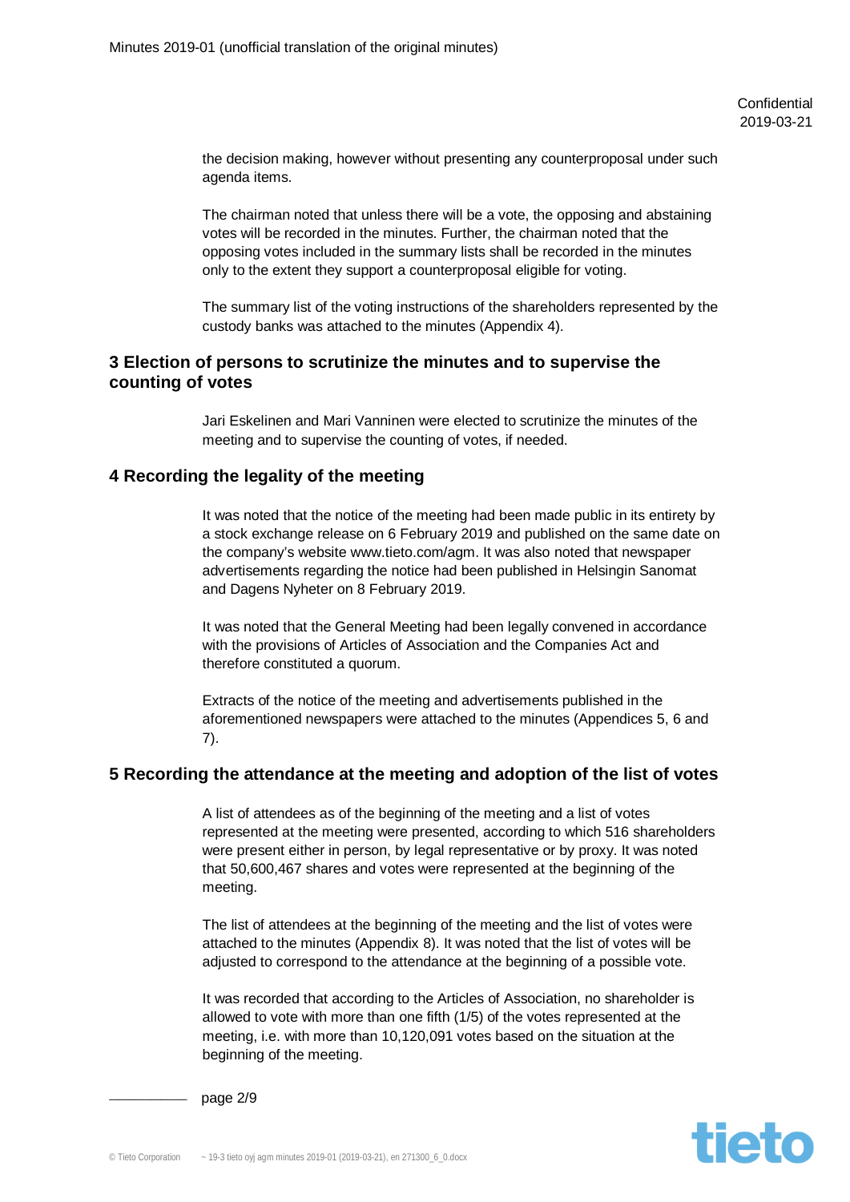the decision making, however without presenting any counterproposal under such agenda items.

The chairman noted that unless there will be a vote, the opposing and abstaining votes will be recorded in the minutes. Further, the chairman noted that the opposing votes included in the summary lists shall be recorded in the minutes only to the extent they support a counterproposal eligible for voting.

The summary list of the voting instructions of the shareholders represented by the custody banks was attached to the minutes (Appendix 4).

## 3 Election of persons to scrutinize the minutes and to supervise the counting of votes

Jari Eskelinen and Mari Vanninen were elected to scrutinize the minutes of the meeting and to supervise the counting of votes, if needed.

## 4 Recording the legality of the meeting

It was noted that the notice of the meeting had been made public in its entirety by a stock exchange release on 6 February 2019 and published on the same date on the company's website www.tieto.com/agm. It was also noted that newspaper advertisements regarding the notice had been published in Helsingin Sanomat and Dagens Nyheter on 8 February 2019.

It was noted that the General Meeting had been legally convened in accordance with the provisions of Articles of Association and the Companies Act and therefore constituted a quorum.

Extracts of the notice of the meeting and advertisements published in the aforementioned newspapers were attached to the minutes (Appendices 5, 6 and 7).

## 5 Recording the attendance at the meeting and adoption of the list of votes

A list of attendees as of the beginning of the meeting and a list of votes represented at the meeting were presented, according to which 516 shareholders were present either in person, by legal representative or by proxy. It was noted that 50,600,467 shares and votes were represented at the beginning of the meeting.

The list of attendees at the beginning of the meeting and the list of votes were attached to the minutes (Appendix 8). It was noted that the list of votes will be adjusted to correspond to the attendance at the beginning of a possible vote.

It was recorded that according to the Articles of Association, no shareholder is allowed to vote with more than one fifth (1/5) of the votes represented at the meeting, i.e. with more than 10,120,091 votes based on the situation at the beginning of the meeting.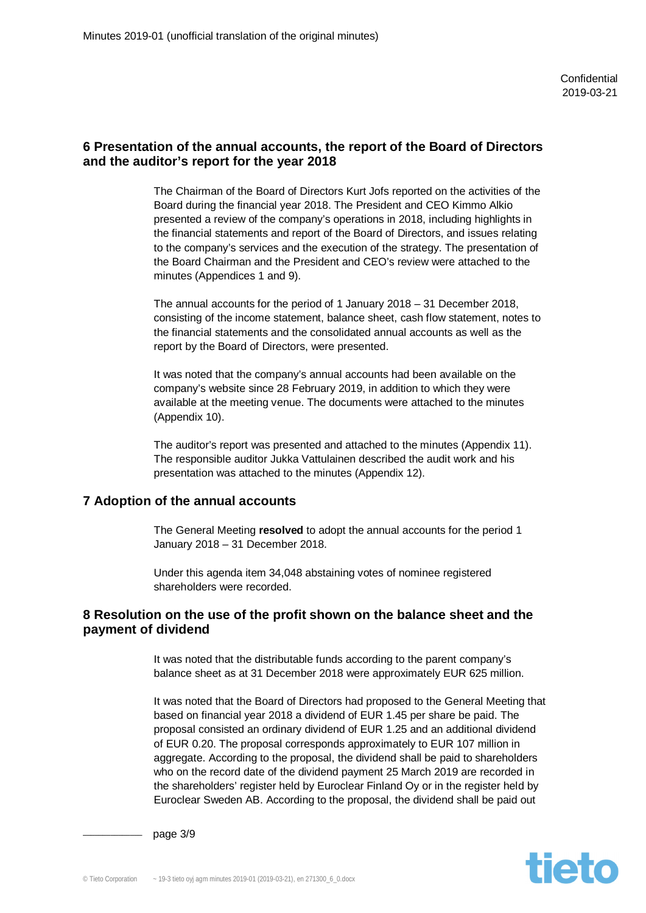## 6 Presentation of the annual accounts, the report of the Board of Directors and the auditor's report for the year 2018

The Chairman of the Board of Directors Kurt Jofs reported on the activities of the Board during the financial year 2018. The President and CEO Kimmo Alkio presented a review of the company's operations in 2018, including highlights in the financial statements and report of the Board of Directors, and issues relating to the company's services and the execution of the strategy. The presentation of the Board Chairman and the President and CEO's review were attached to the minutes (Appendices 1 and 9).

The annual accounts for the period of 1 January 2018 – 31 December 2018, consisting of the income statement, balance sheet, cash flow statement, notes to the financial statements and the consolidated annual accounts as well as the report by the Board of Directors, were presented.

It was noted that the company's annual accounts had been available on the company's website since 28 February 2019, in addition to which they were available at the meeting venue. The documents were attached to the minutes (Appendix 10).

The auditor's report was presented and attached to the minutes (Appendix 11). The responsible auditor Jukka Vattulainen described the audit work and his presentation was attached to the minutes (Appendix 12).

## 7 Adoption of the annual accounts

The General Meeting **resolved** to adopt the annual accounts for the period 1 January 2018 – 31 December 2018.

Under this agenda item 34,048 abstaining votes of nominee registered shareholders were recorded.

## 8 Resolution on the use of the profit shown on the balance sheet and the payment of dividend

It was noted that the distributable funds according to the parent company's balance sheet as at 31 December 2018 were approximately EUR 625 million.

It was noted that the Board of Directors had proposed to the General Meeting that based on financial year 2018 a dividend of EUR 1.45 per share be paid. The proposal consisted an ordinary dividend of EUR 1.25 and an additional dividend of EUR 0.20. The proposal corresponds approximately to EUR 107 million in aggregate. According to the proposal, the dividend shall be paid to shareholders who on the record date of the dividend payment 25 March 2019 are recorded in the shareholders' register held by Euroclear Finland Oy or in the register held by Euroclear Sweden AB. According to the proposal, the dividend shall be paid out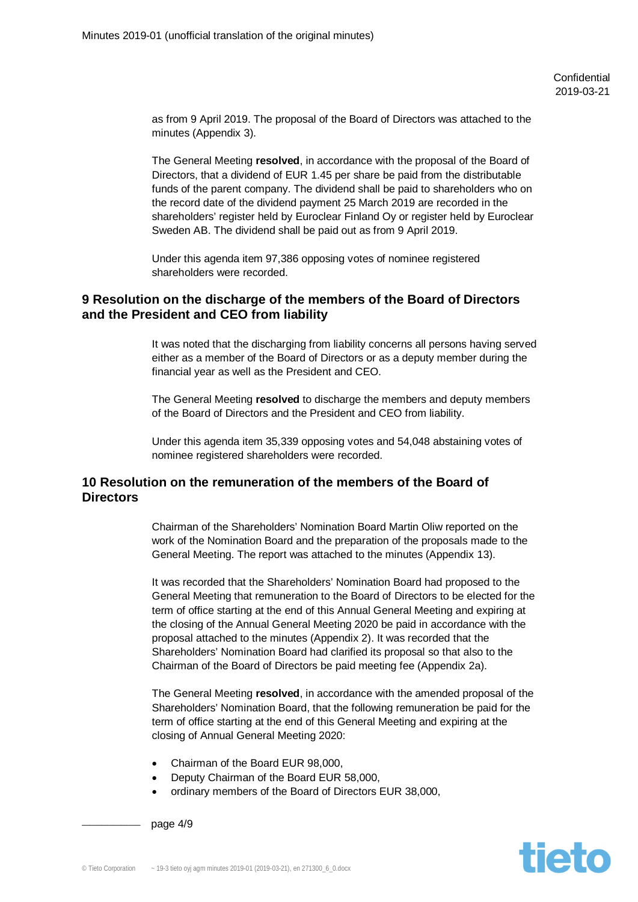as from 9 April 2019. The proposal of the Board of Directors was attached to the minutes (Appendix 3).

The General Meeting **resolved**, in accordance with the proposal of the Board of Directors, that a dividend of EUR 1.45 per share be paid from the distributable funds of the parent company. The dividend shall be paid to shareholders who on the record date of the dividend payment 25 March 2019 are recorded in the shareholders' register held by Euroclear Finland Oy or register held by Euroclear Sweden AB. The dividend shall be paid out as from 9 April 2019.

Under this agenda item 97,386 opposing votes of nominee registered shareholders were recorded.

## 9 Resolution on the discharge of the members of the Board of Directors and the President and CEO from liability

It was noted that the discharging from liability concerns all persons having served either as a member of the Board of Directors or as a deputy member during the financial year as well as the President and CEO.

The General Meeting **resolved** to discharge the members and deputy members of the Board of Directors and the President and CEO from liability.

Under this agenda item 35,339 opposing votes and 54,048 abstaining votes of nominee registered shareholders were recorded.

## 10 Resolution on the remuneration of the members of the Board of Directors

Chairman of the Shareholders' Nomination Board Martin Oliw reported on the work of the Nomination Board and the preparation of the proposals made to the General Meeting. The report was attached to the minutes (Appendix 13).

It was recorded that the Shareholders' Nomination Board had proposed to the General Meeting that remuneration to the Board of Directors to be elected for the term of office starting at the end of this Annual General Meeting and expiring at the closing of the Annual General Meeting 2020 be paid in accordance with the proposal attached to the minutes (Appendix 2). It was recorded that the Shareholders' Nomination Board had clarified its proposal so that also to the Chairman of the Board of Directors be paid meeting fee (Appendix 2a).

The General Meeting **resolved**, in accordance with the amended proposal of the Shareholders' Nomination Board, that the following remuneration be paid for the term of office starting at the end of this General Meeting and expiring at the closing of Annual General Meeting 2020:

- Chairman of the Board EUR 98,000,
- Deputy Chairman of the Board EUR 58,000,
- ordinary members of the Board of Directors EUR 38,000,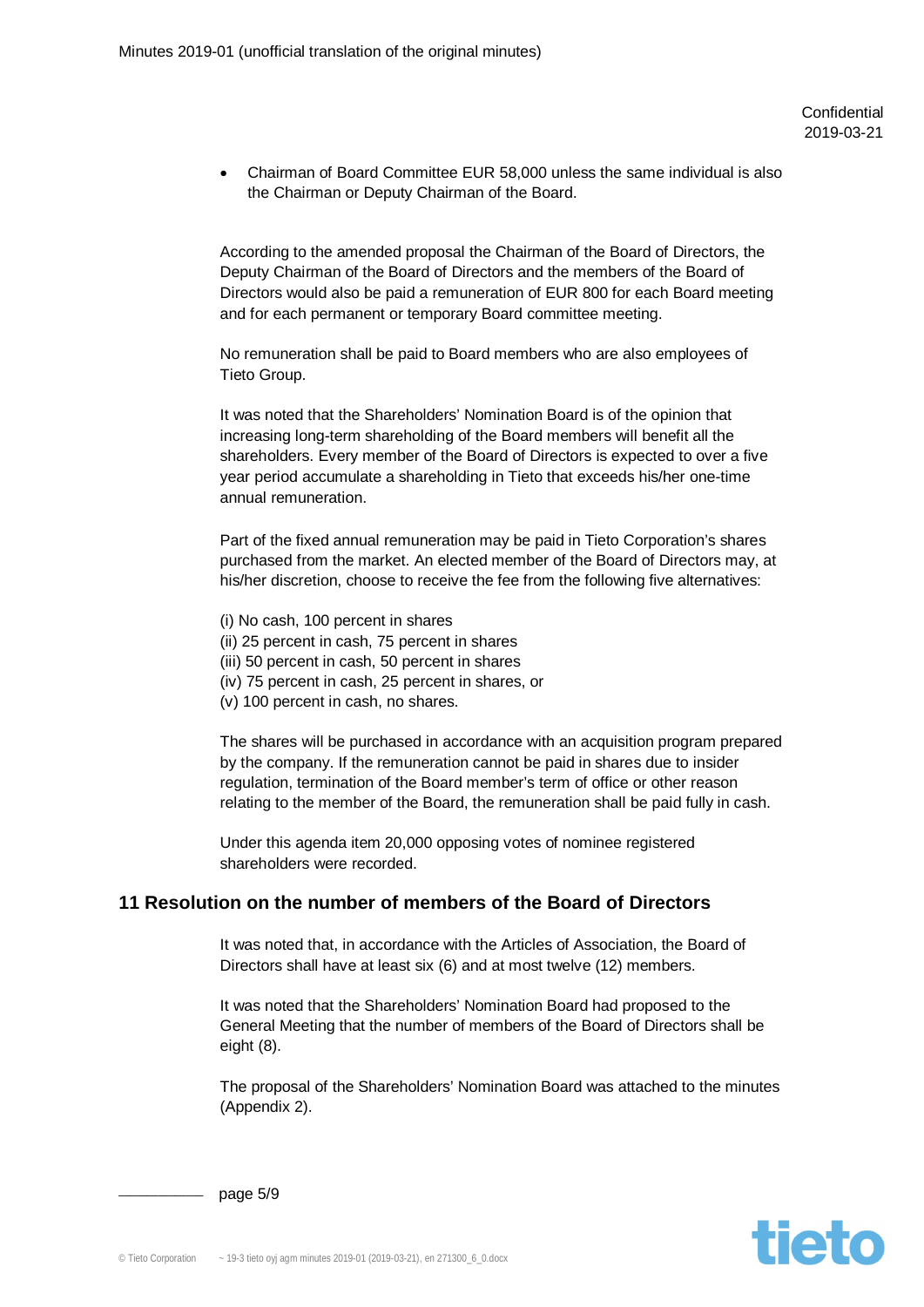- Chairman of Board Committee EUR 58,000 unless the same individual is also the Chairman or Deputy Chairman of the Board.

According to the amended proposal the Chairman of the Board of Directors, the Deputy Chairman of the Board of Directors and the members of the Board of Directors would also be paid a remuneration of EUR 800 for each Board meeting and for each permanent or temporary Board committee meeting.

No remuneration shall be paid to Board members who are also employees of Tieto Group.

It was noted that the Shareholders' Nomination Board is of the opinion that increasing long-term shareholding of the Board members will benefit all the shareholders. Every member of the Board of Directors is expected to over a five year period accumulate a shareholding in Tieto that exceeds his/her one-time annual remuneration.

Part of the fixed annual remuneration may be paid in Tieto Corporation's shares purchased from the market. An elected member of the Board of Directors may, at his/her discretion, choose to receive the fee from the following five alternatives:

(i) No cash, 100 percent in shares
(ii) 25 percent in cash, 75 percent in shares
(iii) 50 percent in cash, 50 percent in shares
(iv) 75 percent in cash, 25 percent in shares, or
(v) 100 percent in cash, no shares.

The shares will be purchased in accordance with an acquisition program prepared by the company. If the remuneration cannot be paid in shares due to insider regulation, termination of the Board member's term of office or other reason relating to the member of the Board, the remuneration shall be paid fully in cash.

Under this agenda item 20,000 opposing votes of nominee registered shareholders were recorded.

## 11 Resolution on the number of members of the Board of Directors

It was noted that, in accordance with the Articles of Association, the Board of Directors shall have at least six (6) and at most twelve (12) members.

It was noted that the Shareholders' Nomination Board had proposed to the General Meeting that the number of members of the Board of Directors shall be eight (8).

The proposal of the Shareholders' Nomination Board was attached to the minutes (Appendix 2).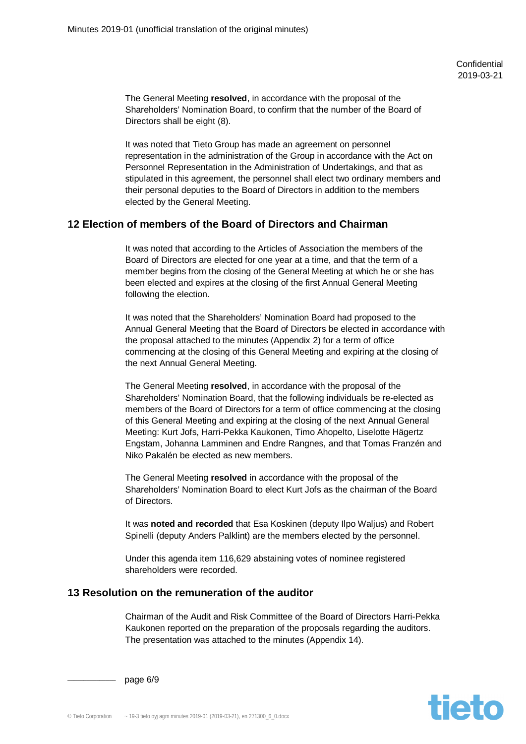The General Meeting **resolved**, in accordance with the proposal of the Shareholders' Nomination Board, to confirm that the number of the Board of Directors shall be eight (8).

It was noted that Tieto Group has made an agreement on personnel representation in the administration of the Group in accordance with the Act on Personnel Representation in the Administration of Undertakings, and that as stipulated in this agreement, the personnel shall elect two ordinary members and their personal deputies to the Board of Directors in addition to the members elected by the General Meeting.

## 12 Election of members of the Board of Directors and Chairman

It was noted that according to the Articles of Association the members of the Board of Directors are elected for one year at a time, and that the term of a member begins from the closing of the General Meeting at which he or she has been elected and expires at the closing of the first Annual General Meeting following the election.

It was noted that the Shareholders' Nomination Board had proposed to the Annual General Meeting that the Board of Directors be elected in accordance with the proposal attached to the minutes (Appendix 2) for a term of office commencing at the closing of this General Meeting and expiring at the closing of the next Annual General Meeting.

The General Meeting **resolved**, in accordance with the proposal of the Shareholders' Nomination Board, that the following individuals be re-elected as members of the Board of Directors for a term of office commencing at the closing of this General Meeting and expiring at the closing of the next Annual General Meeting: Kurt Jofs, Harri-Pekka Kaukonen, Timo Ahopelto, Liselotte Hägertz Engstam, Johanna Lamminen and Endre Rangnes, and that Tomas Franzén and Niko Pakalén be elected as new members.

The General Meeting **resolved** in accordance with the proposal of the Shareholders' Nomination Board to elect Kurt Jofs as the chairman of the Board of Directors.

It was **noted and recorded** that Esa Koskinen (deputy Ilpo Waljus) and Robert Spinelli (deputy Anders Palklint) are the members elected by the personnel.

Under this agenda item 116,629 abstaining votes of nominee registered shareholders were recorded.

## 13 Resolution on the remuneration of the auditor

Chairman of the Audit and Risk Committee of the Board of Directors Harri-Pekka Kaukonen reported on the preparation of the proposals regarding the auditors. The presentation was attached to the minutes (Appendix 14).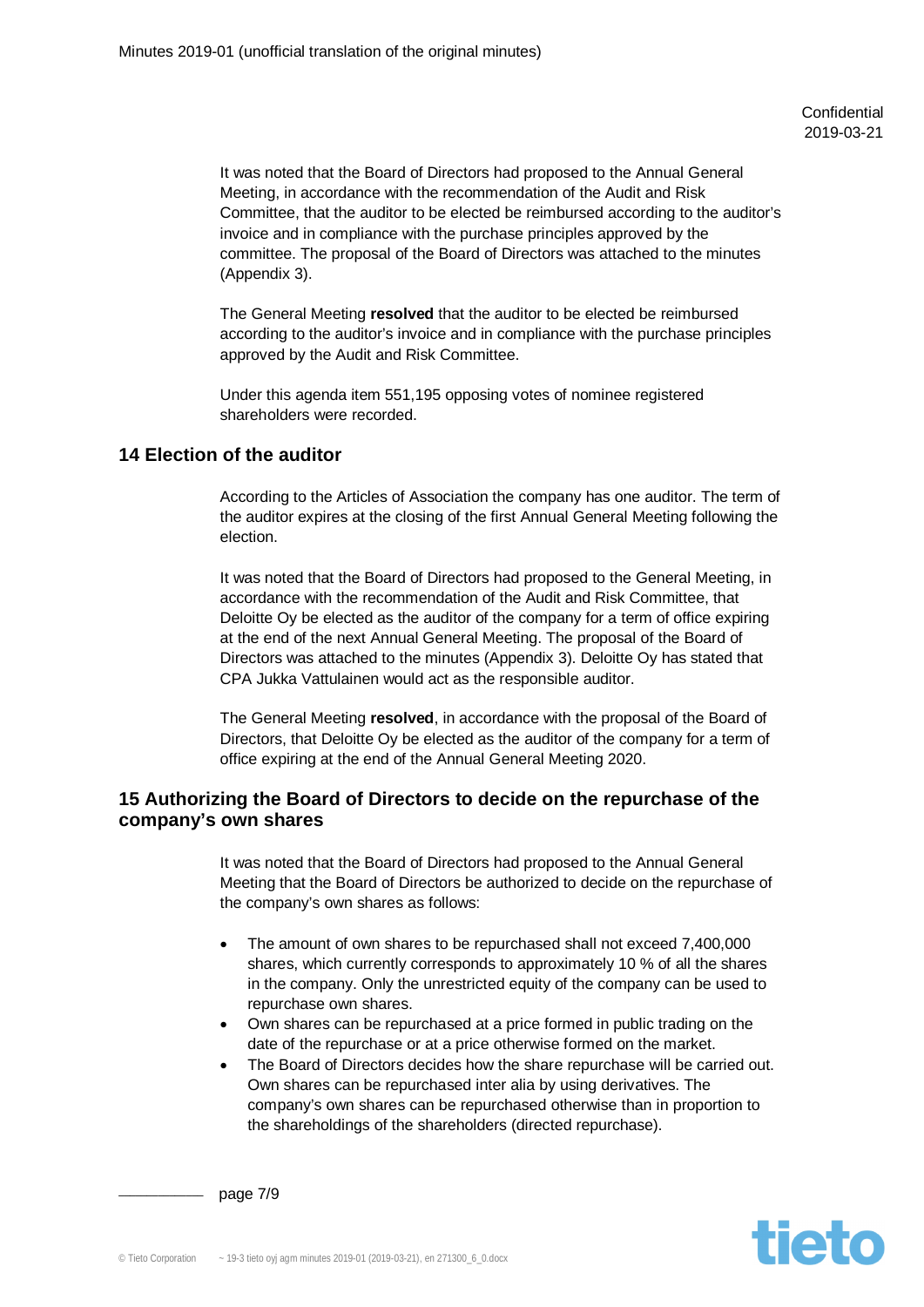It was noted that the Board of Directors had proposed to the Annual General Meeting, in accordance with the recommendation of the Audit and Risk Committee, that the auditor to be elected be reimbursed according to the auditor's invoice and in compliance with the purchase principles approved by the committee. The proposal of the Board of Directors was attached to the minutes (Appendix 3).

The General Meeting **resolved** that the auditor to be elected be reimbursed according to the auditor's invoice and in compliance with the purchase principles approved by the Audit and Risk Committee.

Under this agenda item 551,195 opposing votes of nominee registered shareholders were recorded.

## 14 Election of the auditor

According to the Articles of Association the company has one auditor. The term of the auditor expires at the closing of the first Annual General Meeting following the election.

It was noted that the Board of Directors had proposed to the General Meeting, in accordance with the recommendation of the Audit and Risk Committee, that Deloitte Oy be elected as the auditor of the company for a term of office expiring at the end of the next Annual General Meeting. The proposal of the Board of Directors was attached to the minutes (Appendix 3). Deloitte Oy has stated that CPA Jukka Vattulainen would act as the responsible auditor.

The General Meeting **resolved**, in accordance with the proposal of the Board of Directors, that Deloitte Oy be elected as the auditor of the company for a term of office expiring at the end of the Annual General Meeting 2020.

## 15 Authorizing the Board of Directors to decide on the repurchase of the company's own shares

It was noted that the Board of Directors had proposed to the Annual General Meeting that the Board of Directors be authorized to decide on the repurchase of the company's own shares as follows:

- The amount of own shares to be repurchased shall not exceed 7,400,000 shares, which currently corresponds to approximately 10 % of all the shares in the company. Only the unrestricted equity of the company can be used to repurchase own shares.
- Own shares can be repurchased at a price formed in public trading on the date of the repurchase or at a price otherwise formed on the market.
- The Board of Directors decides how the share repurchase will be carried out. Own shares can be repurchased inter alia by using derivatives. The company's own shares can be repurchased otherwise than in proportion to the shareholdings of the shareholders (directed repurchase).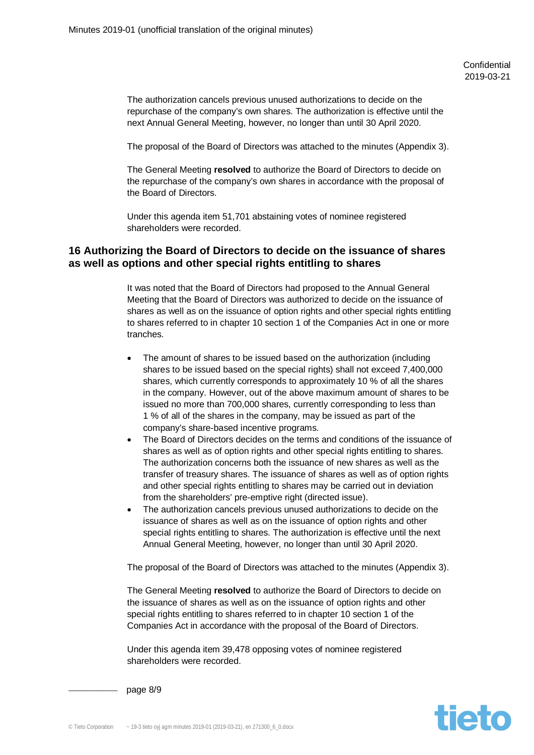The authorization cancels previous unused authorizations to decide on the repurchase of the company's own shares. The authorization is effective until the next Annual General Meeting, however, no longer than until 30 April 2020.

The proposal of the Board of Directors was attached to the minutes (Appendix 3).

The General Meeting **resolved** to authorize the Board of Directors to decide on the repurchase of the company's own shares in accordance with the proposal of the Board of Directors.

Under this agenda item 51,701 abstaining votes of nominee registered shareholders were recorded.

## 16 Authorizing the Board of Directors to decide on the issuance of shares as well as options and other special rights entitling to shares

It was noted that the Board of Directors had proposed to the Annual General Meeting that the Board of Directors was authorized to decide on the issuance of shares as well as on the issuance of option rights and other special rights entitling to shares referred to in chapter 10 section 1 of the Companies Act in one or more tranches.

- The amount of shares to be issued based on the authorization (including shares to be issued based on the special rights) shall not exceed 7,400,000 shares, which currently corresponds to approximately 10 % of all the shares in the company. However, out of the above maximum amount of shares to be issued no more than 700,000 shares, currently corresponding to less than 1 % of all of the shares in the company, may be issued as part of the company's share-based incentive programs.
- The Board of Directors decides on the terms and conditions of the issuance of shares as well as of option rights and other special rights entitling to shares. The authorization concerns both the issuance of new shares as well as the transfer of treasury shares. The issuance of shares as well as of option rights and other special rights entitling to shares may be carried out in deviation from the shareholders' pre-emptive right (directed issue).
- The authorization cancels previous unused authorizations to decide on the issuance of shares as well as on the issuance of option rights and other special rights entitling to shares. The authorization is effective until the next Annual General Meeting, however, no longer than until 30 April 2020.

The proposal of the Board of Directors was attached to the minutes (Appendix 3).

The General Meeting **resolved** to authorize the Board of Directors to decide on the issuance of shares as well as on the issuance of option rights and other special rights entitling to shares referred to in chapter 10 section 1 of the Companies Act in accordance with the proposal of the Board of Directors.

Under this agenda item 39,478 opposing votes of nominee registered shareholders were recorded.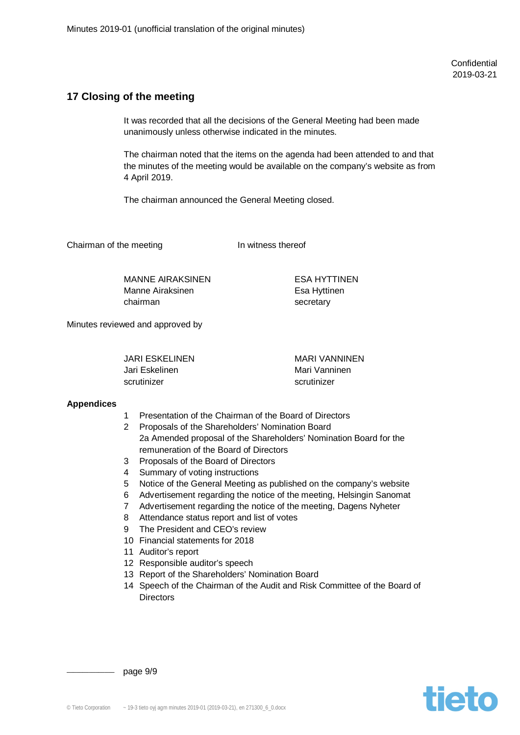Confidential
2019-03-21

## 17 Closing of the meeting

It was recorded that all the decisions of the General Meeting had been made unanimously unless otherwise indicated in the minutes.

The chairman noted that the items on the agenda had been attended to and that the minutes of the meeting would be available on the company's website as from 4 April 2019.

The chairman announced the General Meeting closed.

Chairman of the meeting

MANNE AIRAKSINEN
Manne Airaksinen
chairman

In witness thereof

ESA HYTTINEN
Esa Hyttinen
secretary

Minutes reviewed and approved by

JARI ESKELINEN
Jari Eskelinen
scrutinizer

MARI VANNINEN
Mari Vanninen
scrutinizer

**Appendices**

1 Presentation of the Chairman of the Board of Directors
2 Proposals of the Shareholders' Nomination Board
2a Amended proposal of the Shareholders' Nomination Board for the remuneration of the Board of Directors
3 Proposals of the Board of Directors
4 Summary of voting instructions
5 Notice of the General Meeting as published on the company's website
6 Advertisement regarding the notice of the meeting, Helsingin Sanomat
7 Advertisement regarding the notice of the meeting, Dagens Nyheter
8 Attendance status report and list of votes
9 The President and CEO's review
10 Financial statements for 2018
11 Auditor's report
12 Responsible auditor's speech
13 Report of the Shareholders' Nomination Board
14 Speech of the Chairman of the Audit and Risk Committee of the Board of Directors